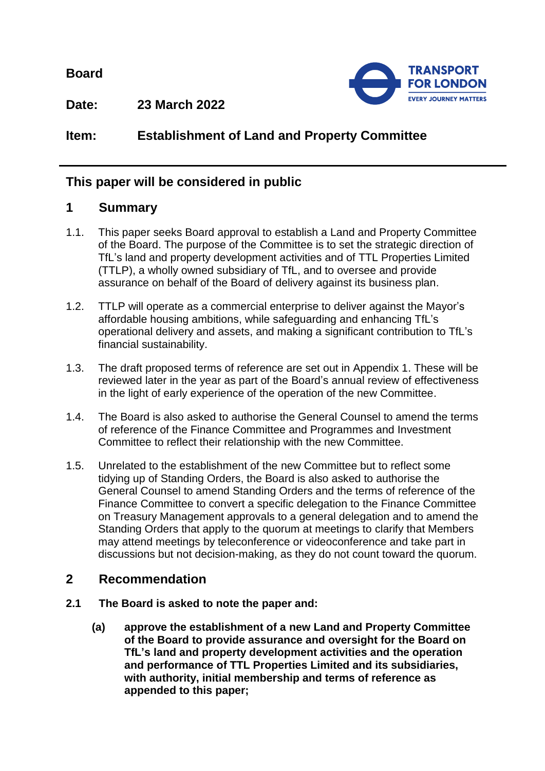**Board**

**Date:** **23 March 2022**

**Item:** **Establishment of Land and Property Committee**

## This paper will be considered in public

## 1 Summary

1.1. This paper seeks Board approval to establish a Land and Property Committee of the Board. The purpose of the Committee is to set the strategic direction of TfL's land and property development activities and of TTL Properties Limited (TTLP), a wholly owned subsidiary of TfL, and to oversee and provide assurance on behalf of the Board of delivery against its business plan.

1.2. TTLP will operate as a commercial enterprise to deliver against the Mayor's affordable housing ambitions, while safeguarding and enhancing TfL's operational delivery and assets, and making a significant contribution to TfL's financial sustainability.

1.3. The draft proposed terms of reference are set out in Appendix 1. These will be reviewed later in the year as part of the Board's annual review of effectiveness in the light of early experience of the operation of the new Committee.

1.4. The Board is also asked to authorise the General Counsel to amend the terms of reference of the Finance Committee and Programmes and Investment Committee to reflect their relationship with the new Committee.

1.5. Unrelated to the establishment of the new Committee but to reflect some tidying up of Standing Orders, the Board is also asked to authorise the General Counsel to amend Standing Orders and the terms of reference of the Finance Committee to convert a specific delegation to the Finance Committee on Treasury Management approvals to a general delegation and to amend the Standing Orders that apply to the quorum at meetings to clarify that Members may attend meetings by teleconference or videoconference and take part in discussions but not decision-making, as they do not count toward the quorum.

## 2 Recommendation

**2.1 The Board is asked to note the paper and:**

**(a) approve the establishment of a new Land and Property Committee of the Board to provide assurance and oversight for the Board on TfL's land and property development activities and the operation and performance of TTL Properties Limited and its subsidiaries, with authority, initial membership and terms of reference as appended to this paper;**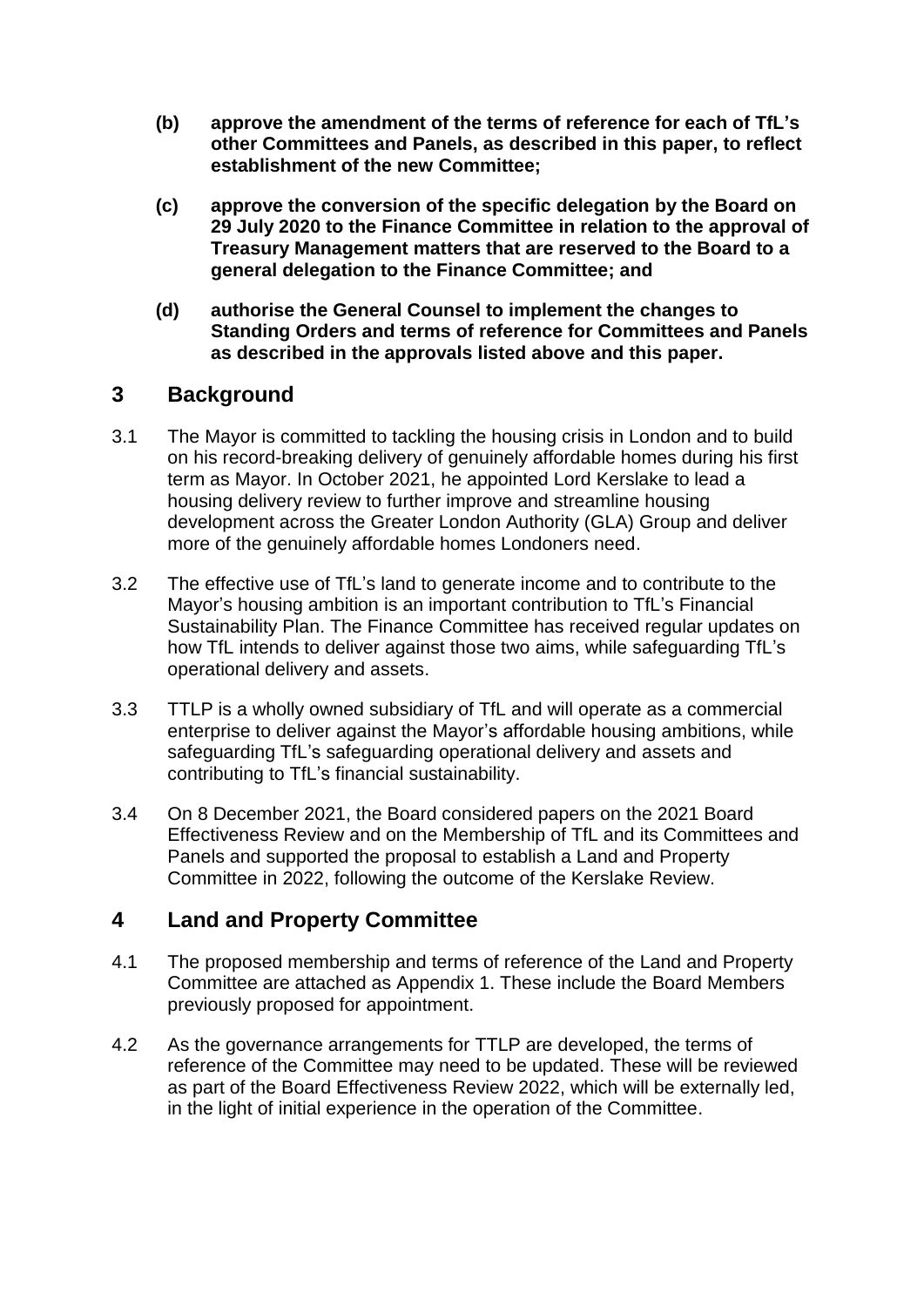**(b) approve the amendment of the terms of reference for each of TfL's other Committees and Panels, as described in this paper, to reflect establishment of the new Committee;**

**(c) approve the conversion of the specific delegation by the Board on 29 July 2020 to the Finance Committee in relation to the approval of Treasury Management matters that are reserved to the Board to a general delegation to the Finance Committee; and**

**(d) authorise the General Counsel to implement the changes to Standing Orders and terms of reference for Committees and Panels as described in the approvals listed above and this paper.**

## 3 Background

3.1 The Mayor is committed to tackling the housing crisis in London and to build on his record-breaking delivery of genuinely affordable homes during his first term as Mayor. In October 2021, he appointed Lord Kerslake to lead a housing delivery review to further improve and streamline housing development across the Greater London Authority (GLA) Group and deliver more of the genuinely affordable homes Londoners need.

3.2 The effective use of TfL's land to generate income and to contribute to the Mayor's housing ambition is an important contribution to TfL's Financial Sustainability Plan. The Finance Committee has received regular updates on how TfL intends to deliver against those two aims, while safeguarding TfL's operational delivery and assets.

3.3 TTLP is a wholly owned subsidiary of TfL and will operate as a commercial enterprise to deliver against the Mayor's affordable housing ambitions, while safeguarding TfL's safeguarding operational delivery and assets and contributing to TfL's financial sustainability.

3.4 On 8 December 2021, the Board considered papers on the 2021 Board Effectiveness Review and on the Membership of TfL and its Committees and Panels and supported the proposal to establish a Land and Property Committee in 2022, following the outcome of the Kerslake Review.

## 4 Land and Property Committee

4.1 The proposed membership and terms of reference of the Land and Property Committee are attached as Appendix 1. These include the Board Members previously proposed for appointment.

4.2 As the governance arrangements for TTLP are developed, the terms of reference of the Committee may need to be updated. These will be reviewed as part of the Board Effectiveness Review 2022, which will be externally led, in the light of initial experience in the operation of the Committee.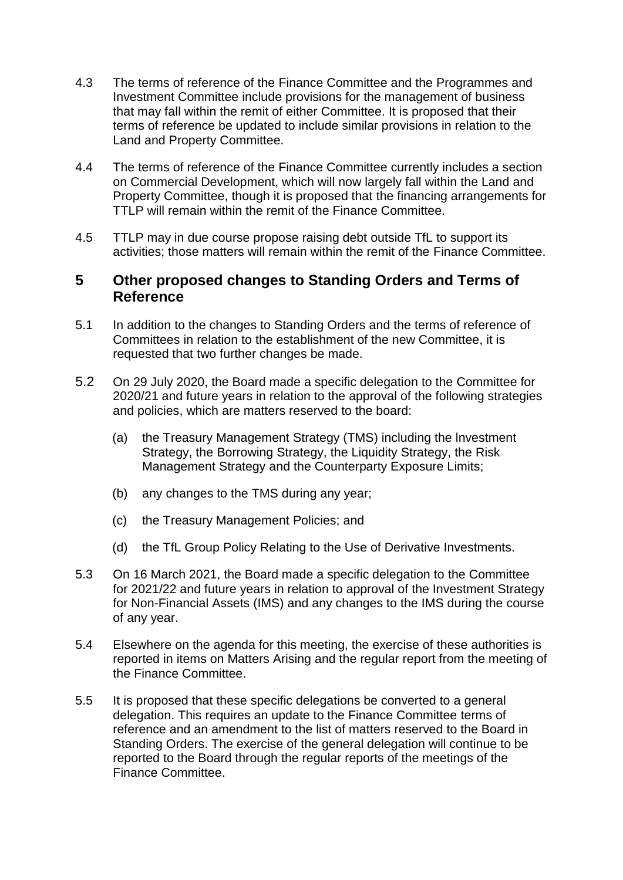4.3 The terms of reference of the Finance Committee and the Programmes and Investment Committee include provisions for the management of business that may fall within the remit of either Committee. It is proposed that their terms of reference be updated to include similar provisions in relation to the Land and Property Committee.

4.4 The terms of reference of the Finance Committee currently includes a section on Commercial Development, which will now largely fall within the Land and Property Committee, though it is proposed that the financing arrangements for TTLP will remain within the remit of the Finance Committee.

4.5 TTLP may in due course propose raising debt outside TfL to support its activities; those matters will remain within the remit of the Finance Committee.

## 5 Other proposed changes to Standing Orders and Terms of Reference

5.1 In addition to the changes to Standing Orders and the terms of reference of Committees in relation to the establishment of the new Committee, it is requested that two further changes be made.

5.2 On 29 July 2020, the Board made a specific delegation to the Committee for 2020/21 and future years in relation to the approval of the following strategies and policies, which are matters reserved to the board:

(a) the Treasury Management Strategy (TMS) including the lnvestment Strategy, the Borrowing Strategy, the Liquidity Strategy, the Risk Management Strategy and the Counterparty Exposure Limits;

(b) any changes to the TMS during any year;

(c) the Treasury Management Policies; and

(d) the TfL Group Policy Relating to the Use of Derivative Investments.

5.3 On 16 March 2021, the Board made a specific delegation to the Committee for 2021/22 and future years in relation to approval of the Investment Strategy for Non-Financial Assets (IMS) and any changes to the IMS during the course of any year.

5.4 Elsewhere on the agenda for this meeting, the exercise of these authorities is reported in items on Matters Arising and the regular report from the meeting of the Finance Committee.

5.5 It is proposed that these specific delegations be converted to a general delegation. This requires an update to the Finance Committee terms of reference and an amendment to the list of matters reserved to the Board in Standing Orders. The exercise of the general delegation will continue to be reported to the Board through the regular reports of the meetings of the Finance Committee.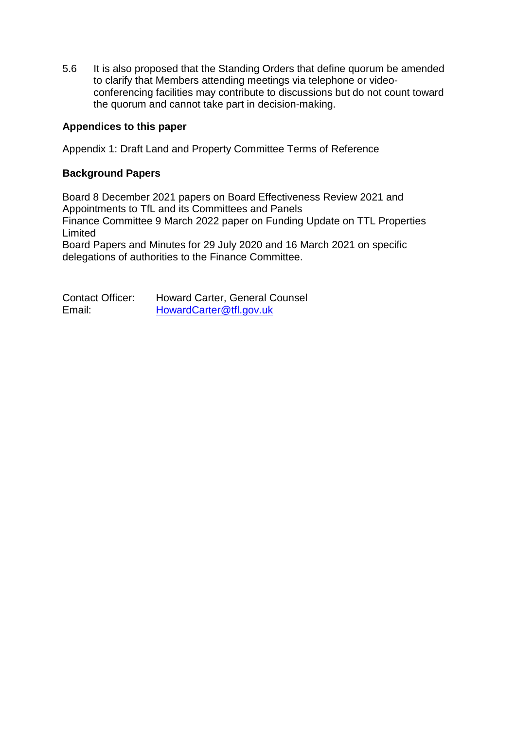5.6 It is also proposed that the Standing Orders that define quorum be amended to clarify that Members attending meetings via telephone or video-conferencing facilities may contribute to discussions but do not count toward the quorum and cannot take part in decision-making.

**Appendices to this paper**

Appendix 1: Draft Land and Property Committee Terms of Reference

**Background Papers**

Board 8 December 2021 papers on Board Effectiveness Review 2021 and Appointments to TfL and its Committees and Panels
Finance Committee 9 March 2022 paper on Funding Update on TTL Properties Limited
Board Papers and Minutes for 29 July 2020 and 16 March 2021 on specific delegations of authorities to the Finance Committee.

Contact Officer: Howard Carter, General Counsel
Email: HowardCarter@tfl.gov.uk